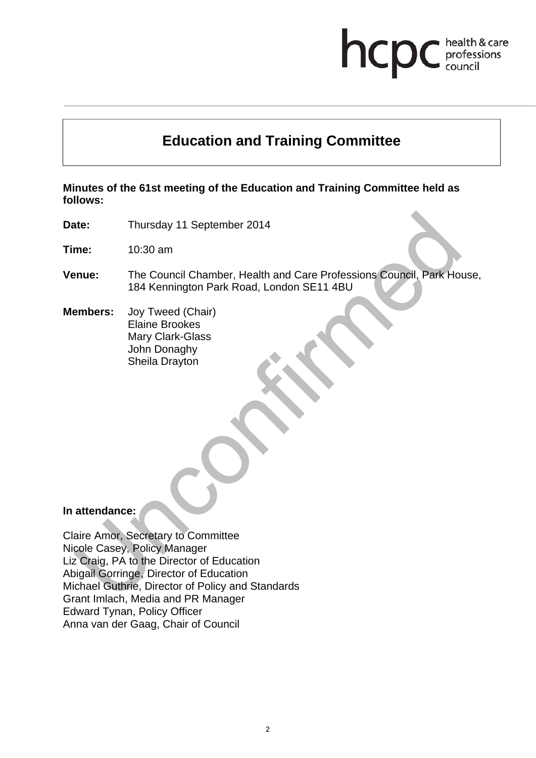# Education and Training Committee

**Minutes of the 61st meeting of the Education and Training Committee held as follows:**

**Date:** Thursday 11 September 2014

**Time:** 10:30 am

**Venue:** The Council Chamber, Health and Care Professions Council, Park House, 184 Kennington Park Road, London SE11 4BU

**Members:** Joy Tweed (Chair)
Elaine Brookes
Mary Clark-Glass
John Donaghy
Sheila Drayton

**In attendance:**

Claire Amor, Secretary to Committee
Nicole Casey, Policy Manager
Liz Craig, PA to the Director of Education
Abigail Gorringe, Director of Education
Michael Guthrie, Director of Policy and Standards
Grant Imlach, Media and PR Manager
Edward Tynan, Policy Officer
Anna van der Gaag, Chair of Council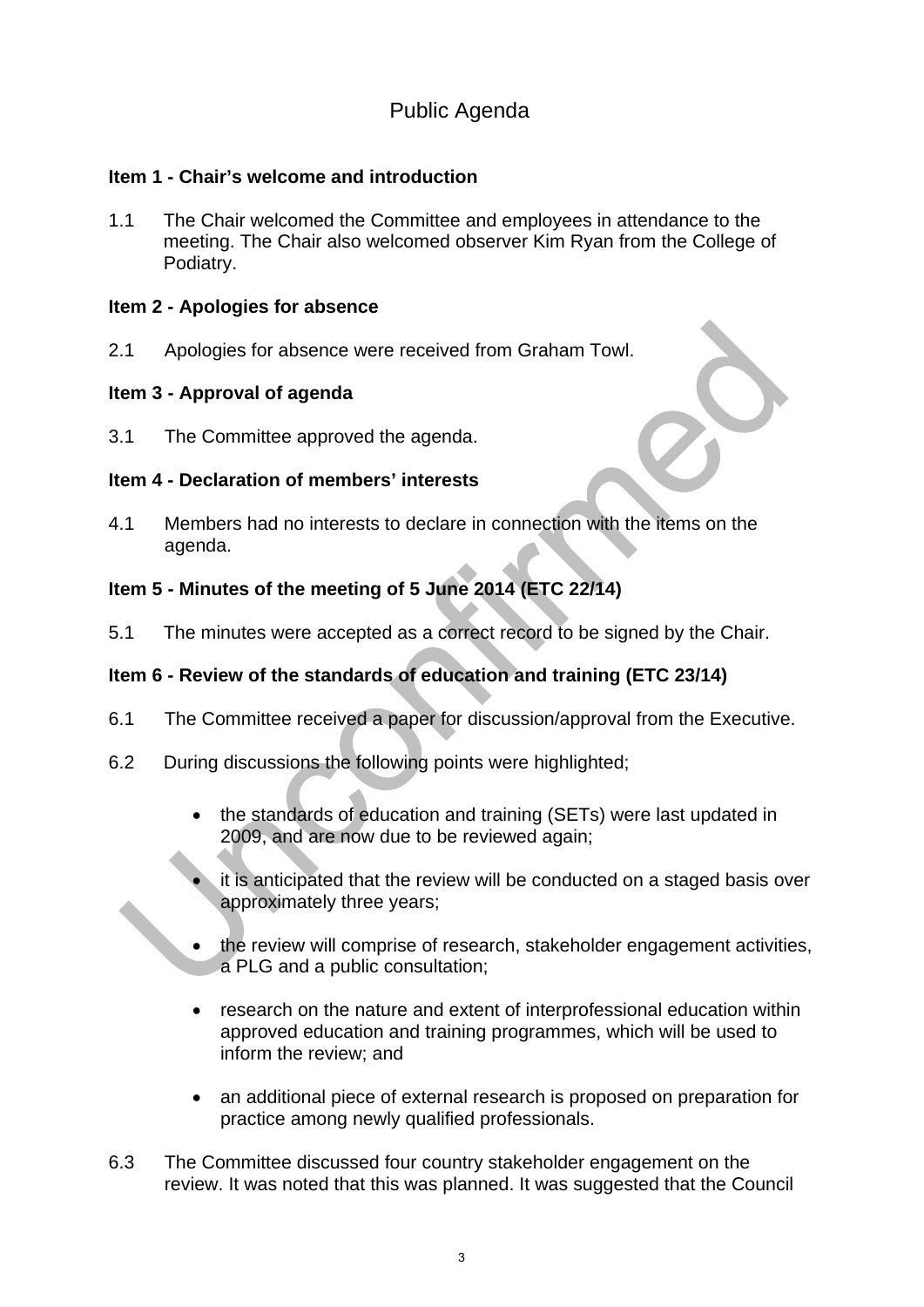# Public Agenda

**Item 1 - Chair's welcome and introduction**

1.1 The Chair welcomed the Committee and employees in attendance to the meeting. The Chair also welcomed observer Kim Ryan from the College of Podiatry.

**Item 2 - Apologies for absence**

2.1 Apologies for absence were received from Graham Towl.

**Item 3 - Approval of agenda**

3.1 The Committee approved the agenda.

**Item 4 - Declaration of members' interests**

4.1 Members had no interests to declare in connection with the items on the agenda.

**Item 5 - Minutes of the meeting of 5 June 2014 (ETC 22/14)**

5.1 The minutes were accepted as a correct record to be signed by the Chair.

**Item 6 - Review of the standards of education and training (ETC 23/14)**

6.1 The Committee received a paper for discussion/approval from the Executive.

6.2 During discussions the following points were highlighted;

- the standards of education and training (SETs) were last updated in 2009, and are now due to be reviewed again;
- it is anticipated that the review will be conducted on a staged basis over approximately three years;
- the review will comprise of research, stakeholder engagement activities, a PLG and a public consultation;
- research on the nature and extent of interprofessional education within approved education and training programmes, which will be used to inform the review; and
- an additional piece of external research is proposed on preparation for practice among newly qualified professionals.

6.3 The Committee discussed four country stakeholder engagement on the review. It was noted that this was planned. It was suggested that the Council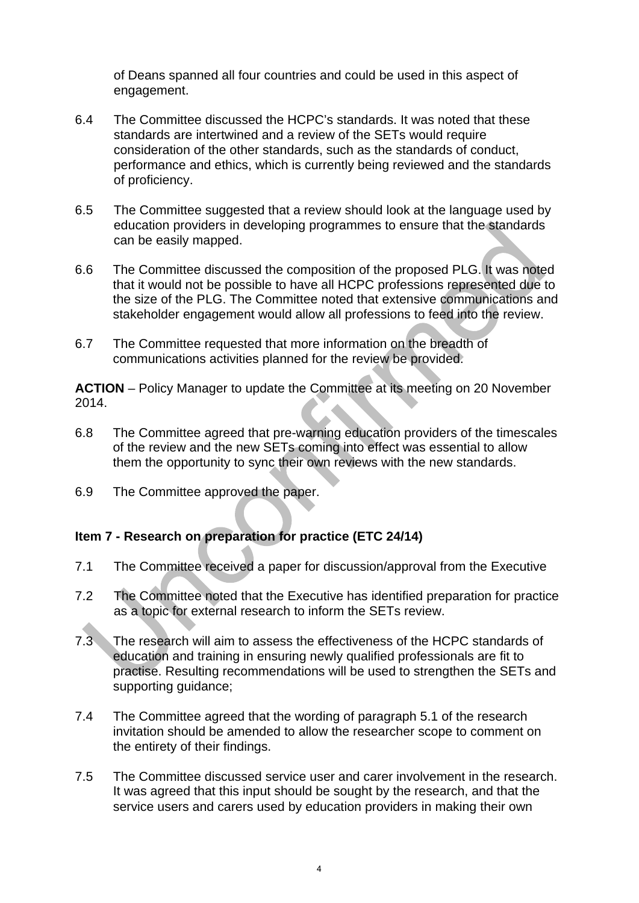of Deans spanned all four countries and could be used in this aspect of engagement.

6.4 The Committee discussed the HCPC's standards. It was noted that these standards are intertwined and a review of the SETs would require consideration of the other standards, such as the standards of conduct, performance and ethics, which is currently being reviewed and the standards of proficiency.

6.5 The Committee suggested that a review should look at the language used by education providers in developing programmes to ensure that the standards can be easily mapped.

6.6 The Committee discussed the composition of the proposed PLG. It was noted that it would not be possible to have all HCPC professions represented due to the size of the PLG. The Committee noted that extensive communications and stakeholder engagement would allow all professions to feed into the review.

6.7 The Committee requested that more information on the breadth of communications activities planned for the review be provided.

**ACTION** – Policy Manager to update the Committee at its meeting on 20 November 2014.

6.8 The Committee agreed that pre-warning education providers of the timescales of the review and the new SETs coming into effect was essential to allow them the opportunity to sync their own reviews with the new standards.

6.9 The Committee approved the paper.

**Item 7 - Research on preparation for practice (ETC 24/14)**

7.1 The Committee received a paper for discussion/approval from the Executive

7.2 The Committee noted that the Executive has identified preparation for practice as a topic for external research to inform the SETs review.

7.3 The research will aim to assess the effectiveness of the HCPC standards of education and training in ensuring newly qualified professionals are fit to practise. Resulting recommendations will be used to strengthen the SETs and supporting guidance;

7.4 The Committee agreed that the wording of paragraph 5.1 of the research invitation should be amended to allow the researcher scope to comment on the entirety of their findings.

7.5 The Committee discussed service user and carer involvement in the research. It was agreed that this input should be sought by the research, and that the service users and carers used by education providers in making their own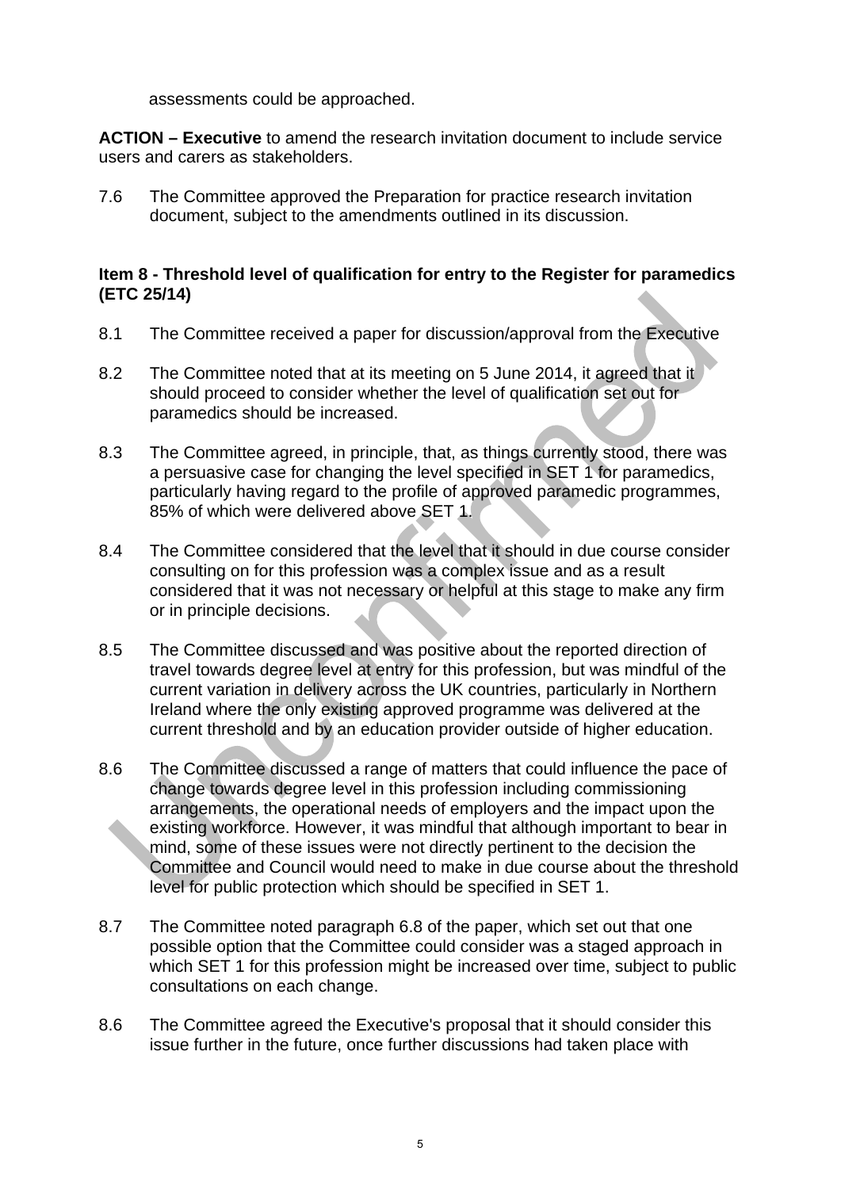assessments could be approached.

**ACTION – Executive** to amend the research invitation document to include service users and carers as stakeholders.

7.6 The Committee approved the Preparation for practice research invitation document, subject to the amendments outlined in its discussion.

**Item 8 - Threshold level of qualification for entry to the Register for paramedics (ETC 25/14)**

8.1 The Committee received a paper for discussion/approval from the Executive

8.2 The Committee noted that at its meeting on 5 June 2014, it agreed that it should proceed to consider whether the level of qualification set out for paramedics should be increased.

8.3 The Committee agreed, in principle, that, as things currently stood, there was a persuasive case for changing the level specified in SET 1 for paramedics, particularly having regard to the profile of approved paramedic programmes, 85% of which were delivered above SET 1.

8.4 The Committee considered that the level that it should in due course consider consulting on for this profession was a complex issue and as a result considered that it was not necessary or helpful at this stage to make any firm or in principle decisions.

8.5 The Committee discussed and was positive about the reported direction of travel towards degree level at entry for this profession, but was mindful of the current variation in delivery across the UK countries, particularly in Northern Ireland where the only existing approved programme was delivered at the current threshold and by an education provider outside of higher education.

8.6 The Committee discussed a range of matters that could influence the pace of change towards degree level in this profession including commissioning arrangements, the operational needs of employers and the impact upon the existing workforce. However, it was mindful that although important to bear in mind, some of these issues were not directly pertinent to the decision the Committee and Council would need to make in due course about the threshold level for public protection which should be specified in SET 1.

8.7 The Committee noted paragraph 6.8 of the paper, which set out that one possible option that the Committee could consider was a staged approach in which SET 1 for this profession might be increased over time, subject to public consultations on each change.

8.6 The Committee agreed the Executive's proposal that it should consider this issue further in the future, once further discussions had taken place with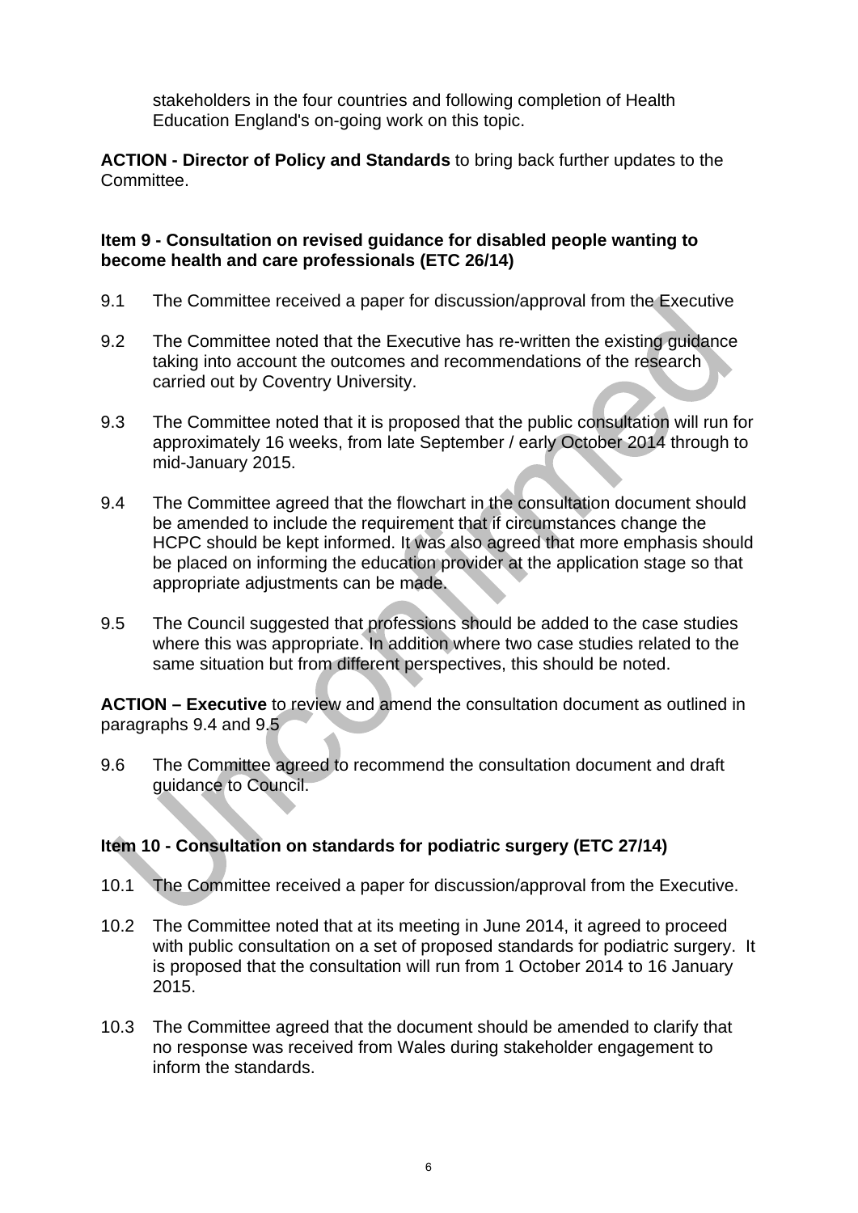stakeholders in the four countries and following completion of Health Education England's on-going work on this topic.

**ACTION - Director of Policy and Standards** to bring back further updates to the Committee.

**Item 9 - Consultation on revised guidance for disabled people wanting to become health and care professionals (ETC 26/14)**

9.1 The Committee received a paper for discussion/approval from the Executive

9.2 The Committee noted that the Executive has re-written the existing guidance taking into account the outcomes and recommendations of the research carried out by Coventry University.

9.3 The Committee noted that it is proposed that the public consultation will run for approximately 16 weeks, from late September / early October 2014 through to mid-January 2015.

9.4 The Committee agreed that the flowchart in the consultation document should be amended to include the requirement that if circumstances change the HCPC should be kept informed. It was also agreed that more emphasis should be placed on informing the education provider at the application stage so that appropriate adjustments can be made.

9.5 The Council suggested that professions should be added to the case studies where this was appropriate. In addition where two case studies related to the same situation but from different perspectives, this should be noted.

**ACTION – Executive** to review and amend the consultation document as outlined in paragraphs 9.4 and 9.5

9.6 The Committee agreed to recommend the consultation document and draft guidance to Council.

**Item 10 - Consultation on standards for podiatric surgery (ETC 27/14)**

10.1 The Committee received a paper for discussion/approval from the Executive.

10.2 The Committee noted that at its meeting in June 2014, it agreed to proceed with public consultation on a set of proposed standards for podiatric surgery. It is proposed that the consultation will run from 1 October 2014 to 16 January 2015.

10.3 The Committee agreed that the document should be amended to clarify that no response was received from Wales during stakeholder engagement to inform the standards.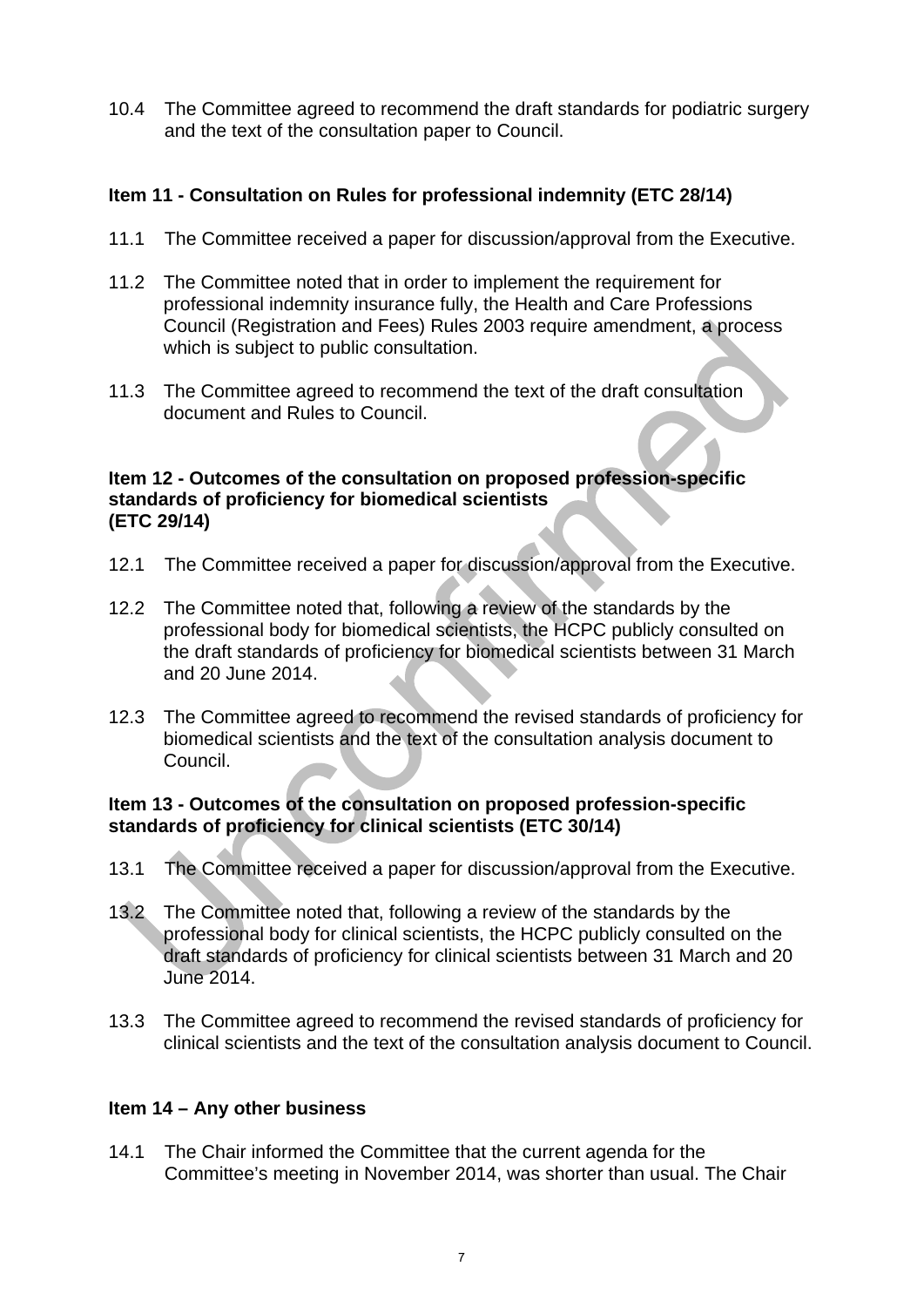10.4 The Committee agreed to recommend the draft standards for podiatric surgery and the text of the consultation paper to Council.

**Item 11 - Consultation on Rules for professional indemnity (ETC 28/14)**

11.1 The Committee received a paper for discussion/approval from the Executive.

11.2 The Committee noted that in order to implement the requirement for professional indemnity insurance fully, the Health and Care Professions Council (Registration and Fees) Rules 2003 require amendment, a process which is subject to public consultation.

11.3 The Committee agreed to recommend the text of the draft consultation document and Rules to Council.

**Item 12 - Outcomes of the consultation on proposed profession-specific standards of proficiency for biomedical scientists (ETC 29/14)**

12.1 The Committee received a paper for discussion/approval from the Executive.

12.2 The Committee noted that, following a review of the standards by the professional body for biomedical scientists, the HCPC publicly consulted on the draft standards of proficiency for biomedical scientists between 31 March and 20 June 2014.

12.3 The Committee agreed to recommend the revised standards of proficiency for biomedical scientists and the text of the consultation analysis document to Council.

**Item 13 - Outcomes of the consultation on proposed profession-specific standards of proficiency for clinical scientists (ETC 30/14)**

13.1 The Committee received a paper for discussion/approval from the Executive.

13.2 The Committee noted that, following a review of the standards by the professional body for clinical scientists, the HCPC publicly consulted on the draft standards of proficiency for clinical scientists between 31 March and 20 June 2014.

13.3 The Committee agreed to recommend the revised standards of proficiency for clinical scientists and the text of the consultation analysis document to Council.

**Item 14 – Any other business**

14.1 The Chair informed the Committee that the current agenda for the Committee's meeting in November 2014, was shorter than usual. The Chair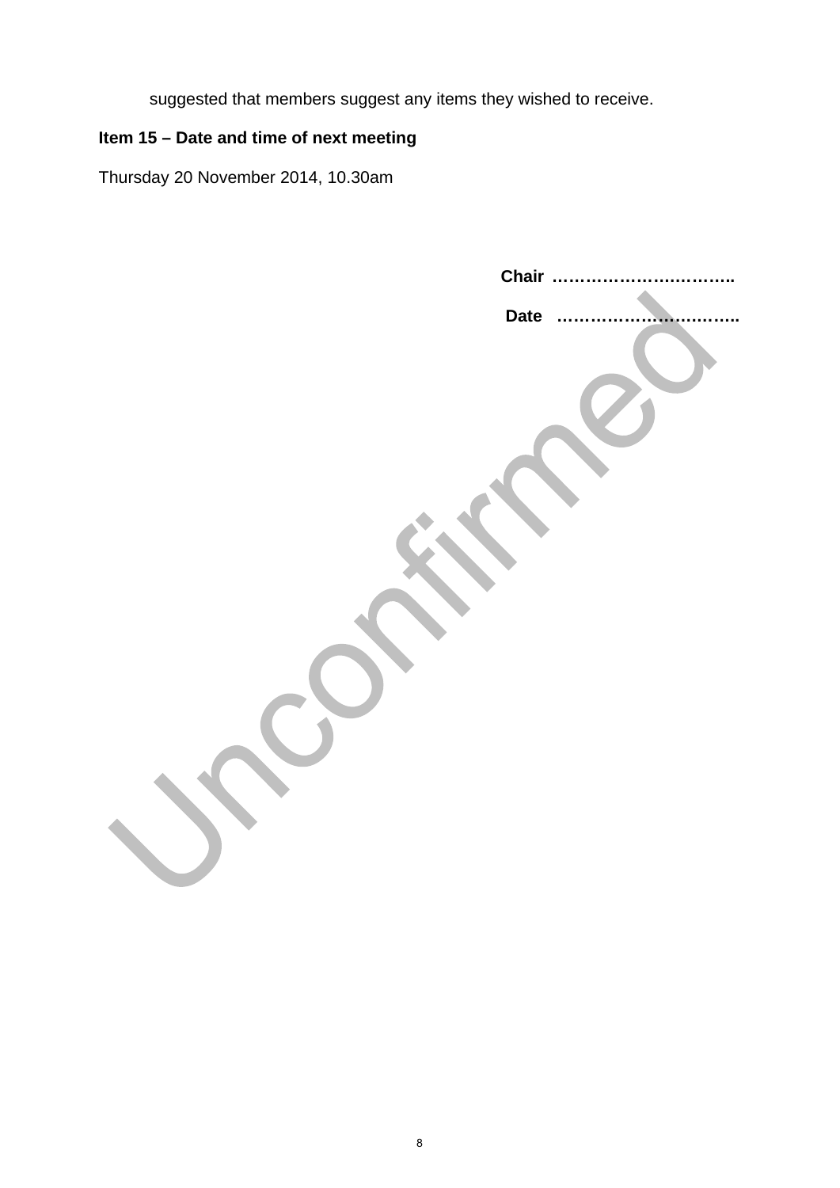suggested that members suggest any items they wished to receive.

**Item 15 – Date and time of next meeting**

Thursday 20 November 2014, 10.30am

**Chair** ……………………..……..

**Date** ……………………..……..

Unconfirmed